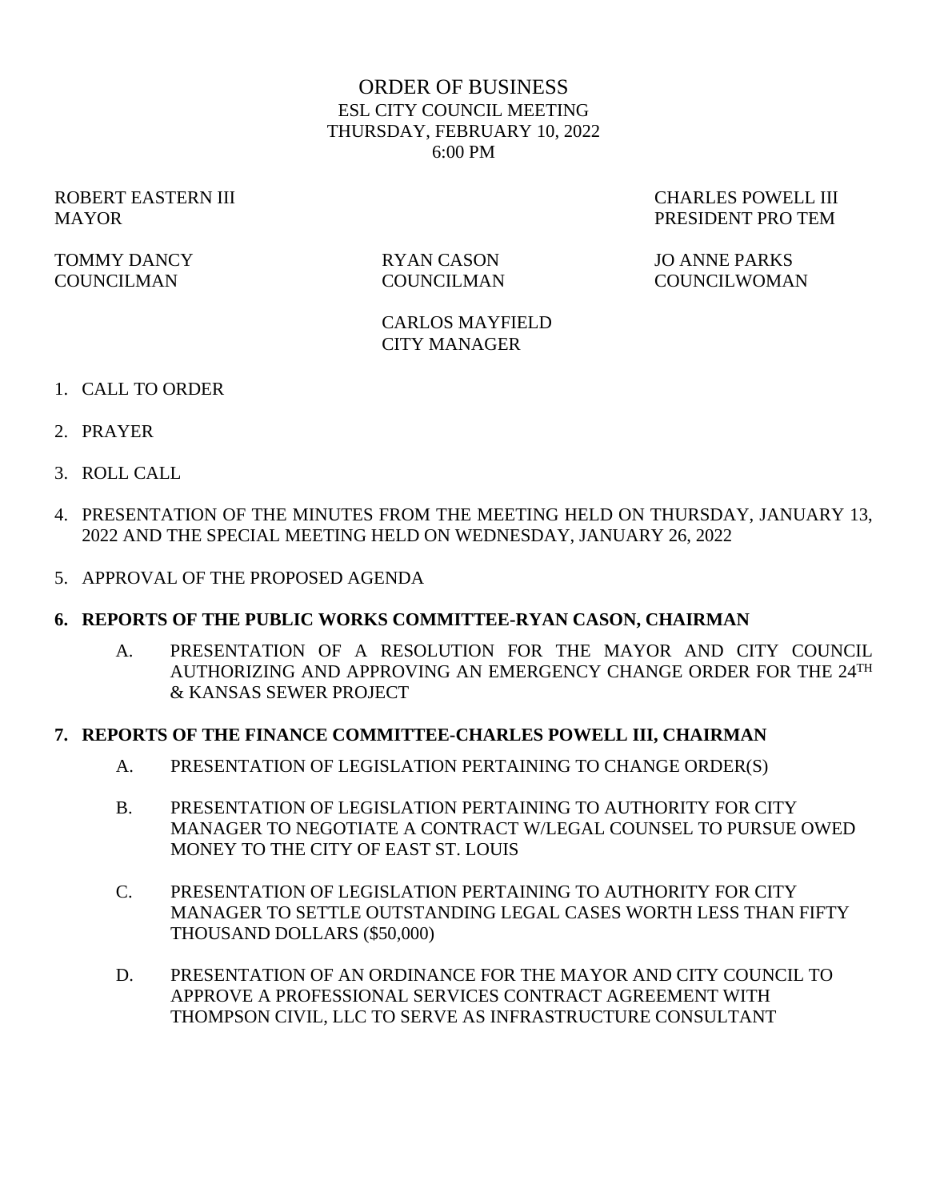# ORDER OF BUSINESS

ESL CITY COUNCIL MEETING
THURSDAY, FEBRUARY 10, 2022
6:00 PM

ROBERT EASTERN III
MAYOR

CHARLES POWELL III
PRESIDENT PRO TEM

TOMMY DANCY
COUNCILMAN

RYAN CASON
COUNCILMAN

JO ANNE PARKS
COUNCILWOMAN

CARLOS MAYFIELD
CITY MANAGER

1. CALL TO ORDER
2. PRAYER
3. ROLL CALL
4. PRESENTATION OF THE MINUTES FROM THE MEETING HELD ON THURSDAY, JANUARY 13, 2022 AND THE SPECIAL MEETING HELD ON WEDNESDAY, JANUARY 26, 2022
5. APPROVAL OF THE PROPOSED AGENDA

**6. REPORTS OF THE PUBLIC WORKS COMMITTEE-RYAN CASON, CHAIRMAN**

A. PRESENTATION OF A RESOLUTION FOR THE MAYOR AND CITY COUNCIL AUTHORIZING AND APPROVING AN EMERGENCY CHANGE ORDER FOR THE 24TH & KANSAS SEWER PROJECT

**7. REPORTS OF THE FINANCE COMMITTEE-CHARLES POWELL III, CHAIRMAN**

A. PRESENTATION OF LEGISLATION PERTAINING TO CHANGE ORDER(S)

B. PRESENTATION OF LEGISLATION PERTAINING TO AUTHORITY FOR CITY MANAGER TO NEGOTIATE A CONTRACT W/LEGAL COUNSEL TO PURSUE OWED MONEY TO THE CITY OF EAST ST. LOUIS

C. PRESENTATION OF LEGISLATION PERTAINING TO AUTHORITY FOR CITY MANAGER TO SETTLE OUTSTANDING LEGAL CASES WORTH LESS THAN FIFTY THOUSAND DOLLARS ($50,000)

D. PRESENTATION OF AN ORDINANCE FOR THE MAYOR AND CITY COUNCIL TO APPROVE A PROFESSIONAL SERVICES CONTRACT AGREEMENT WITH THOMPSON CIVIL, LLC TO SERVE AS INFRASTRUCTURE CONSULTANT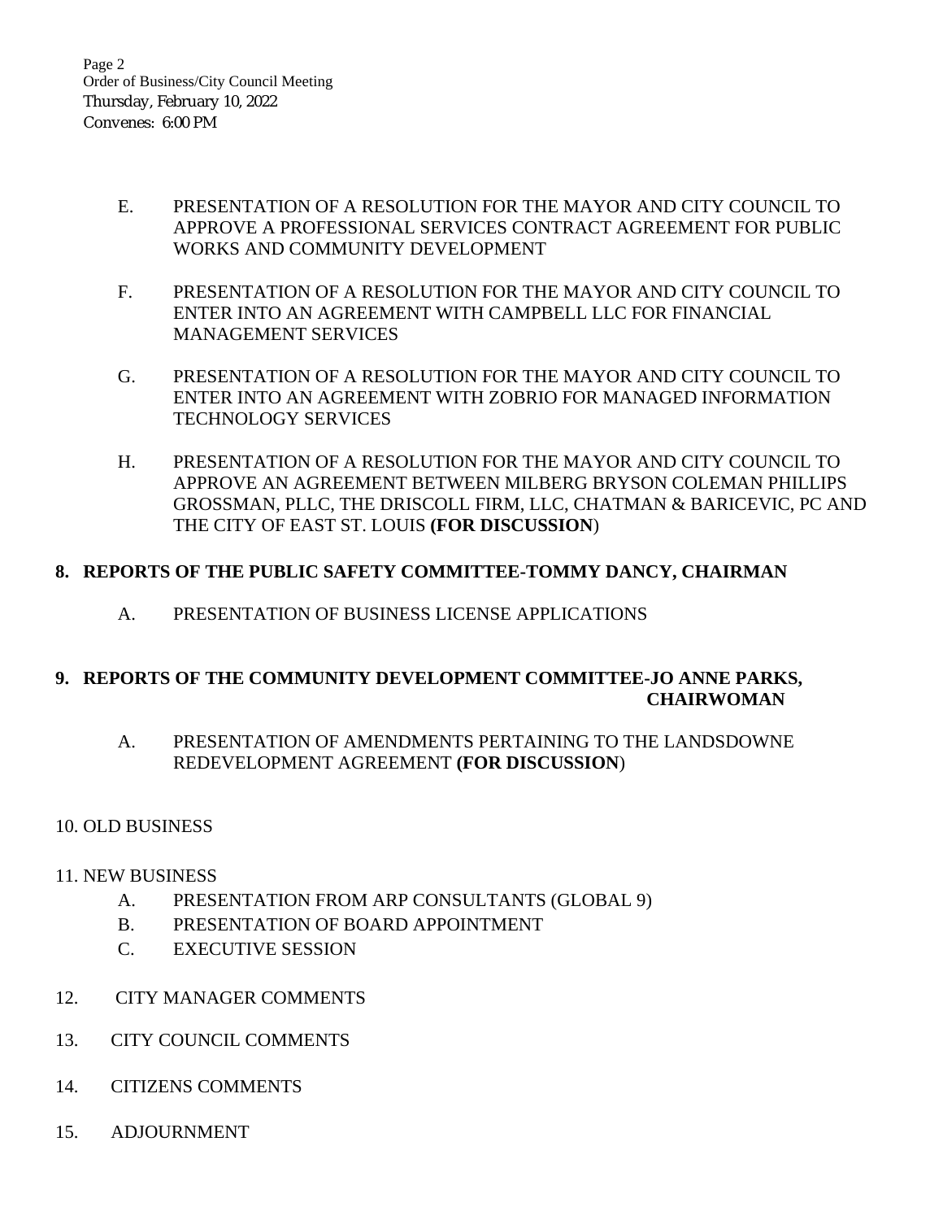E. PRESENTATION OF A RESOLUTION FOR THE MAYOR AND CITY COUNCIL TO APPROVE A PROFESSIONAL SERVICES CONTRACT AGREEMENT FOR PUBLIC WORKS AND COMMUNITY DEVELOPMENT

F. PRESENTATION OF A RESOLUTION FOR THE MAYOR AND CITY COUNCIL TO ENTER INTO AN AGREEMENT WITH CAMPBELL LLC FOR FINANCIAL MANAGEMENT SERVICES

G. PRESENTATION OF A RESOLUTION FOR THE MAYOR AND CITY COUNCIL TO ENTER INTO AN AGREEMENT WITH ZOBRIO FOR MANAGED INFORMATION TECHNOLOGY SERVICES

H. PRESENTATION OF A RESOLUTION FOR THE MAYOR AND CITY COUNCIL TO APPROVE AN AGREEMENT BETWEEN MILBERG BRYSON COLEMAN PHILLIPS GROSSMAN, PLLC, THE DRISCOLL FIRM, LLC, CHATMAN & BARICEVIC, PC AND THE CITY OF EAST ST. LOUIS **(FOR DISCUSSION**)

**8. REPORTS OF THE PUBLIC SAFETY COMMITTEE-TOMMY DANCY, CHAIRMAN**

A. PRESENTATION OF BUSINESS LICENSE APPLICATIONS

**9. REPORTS OF THE COMMUNITY DEVELOPMENT COMMITTEE-JO ANNE PARKS, CHAIRWOMAN**

A. PRESENTATION OF AMENDMENTS PERTAINING TO THE LANDSDOWNE REDEVELOPMENT AGREEMENT **(FOR DISCUSSION**)

10. OLD BUSINESS

11. NEW BUSINESS

A. PRESENTATION FROM ARP CONSULTANTS (GLOBAL 9)
B. PRESENTATION OF BOARD APPOINTMENT
C. EXECUTIVE SESSION

12. CITY MANAGER COMMENTS

13. CITY COUNCIL COMMENTS

14. CITIZENS COMMENTS

15. ADJOURNMENT